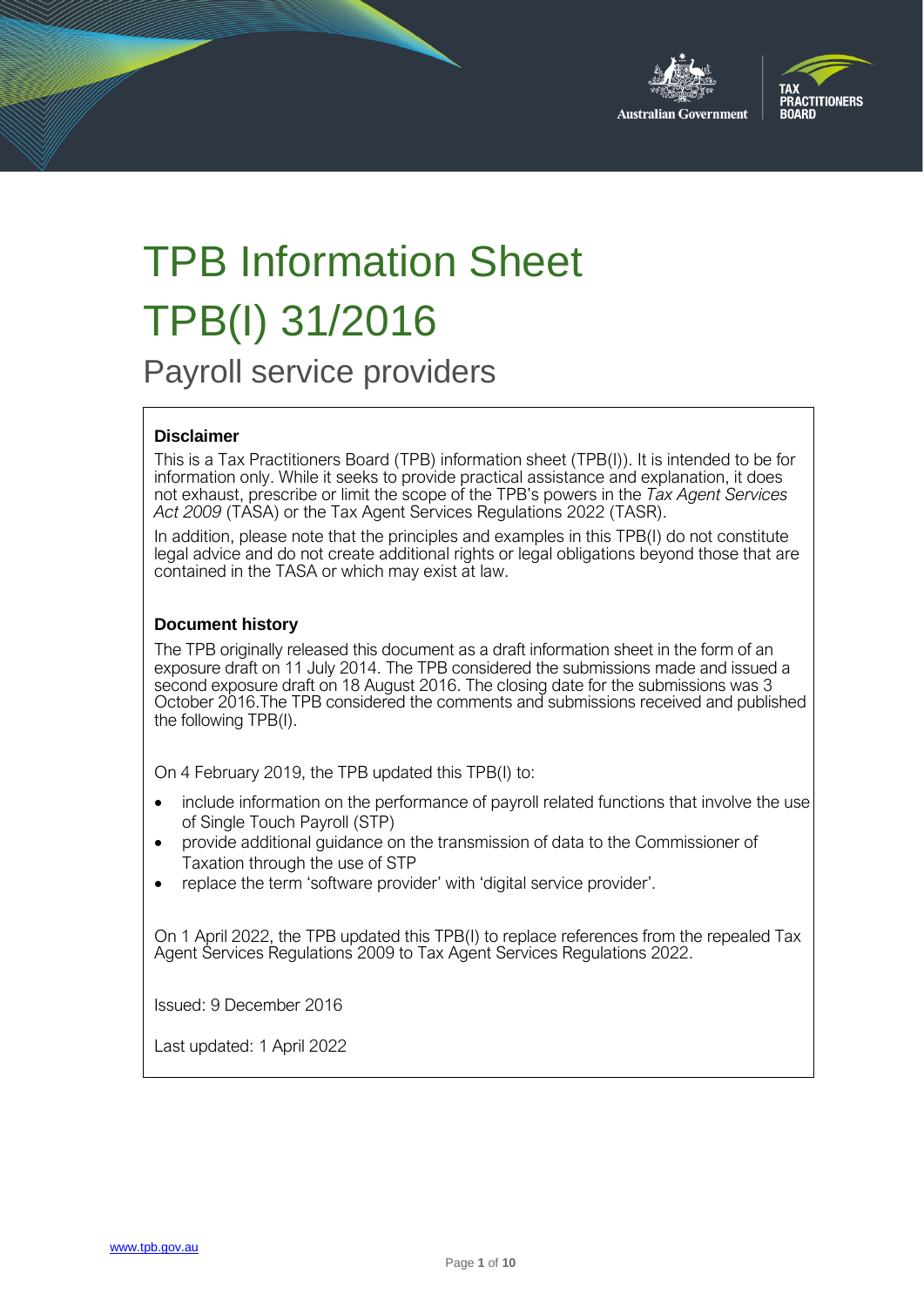# TPB Information Sheet TPB(I) 31/2016

## Payroll service providers

### Disclaimer

This is a Tax Practitioners Board (TPB) information sheet (TPB(I)). It is intended to be for information only. While it seeks to provide practical assistance and explanation, it does not exhaust, prescribe or limit the scope of the TPB's powers in the *Tax Agent Services Act 2009* (TASA) or the Tax Agent Services Regulations 2022 (TASR).

In addition, please note that the principles and examples in this TPB(I) do not constitute legal advice and do not create additional rights or legal obligations beyond those that are contained in the TASA or which may exist at law.

### Document history

The TPB originally released this document as a draft information sheet in the form of an exposure draft on 11 July 2014. The TPB considered the submissions made and issued a second exposure draft on 18 August 2016. The closing date for the submissions was 3 October 2016.The TPB considered the comments and submissions received and published the following TPB(I).

On 4 February 2019, the TPB updated this TPB(I) to:

- include information on the performance of payroll related functions that involve the use of Single Touch Payroll (STP)
- provide additional guidance on the transmission of data to the Commissioner of Taxation through the use of STP
- replace the term 'software provider' with 'digital service provider'.

On 1 April 2022, the TPB updated this TPB(I) to replace references from the repealed Tax Agent Services Regulations 2009 to Tax Agent Services Regulations 2022.

Issued: 9 December 2016

Last updated: 1 April 2022

www.tpb.gov.au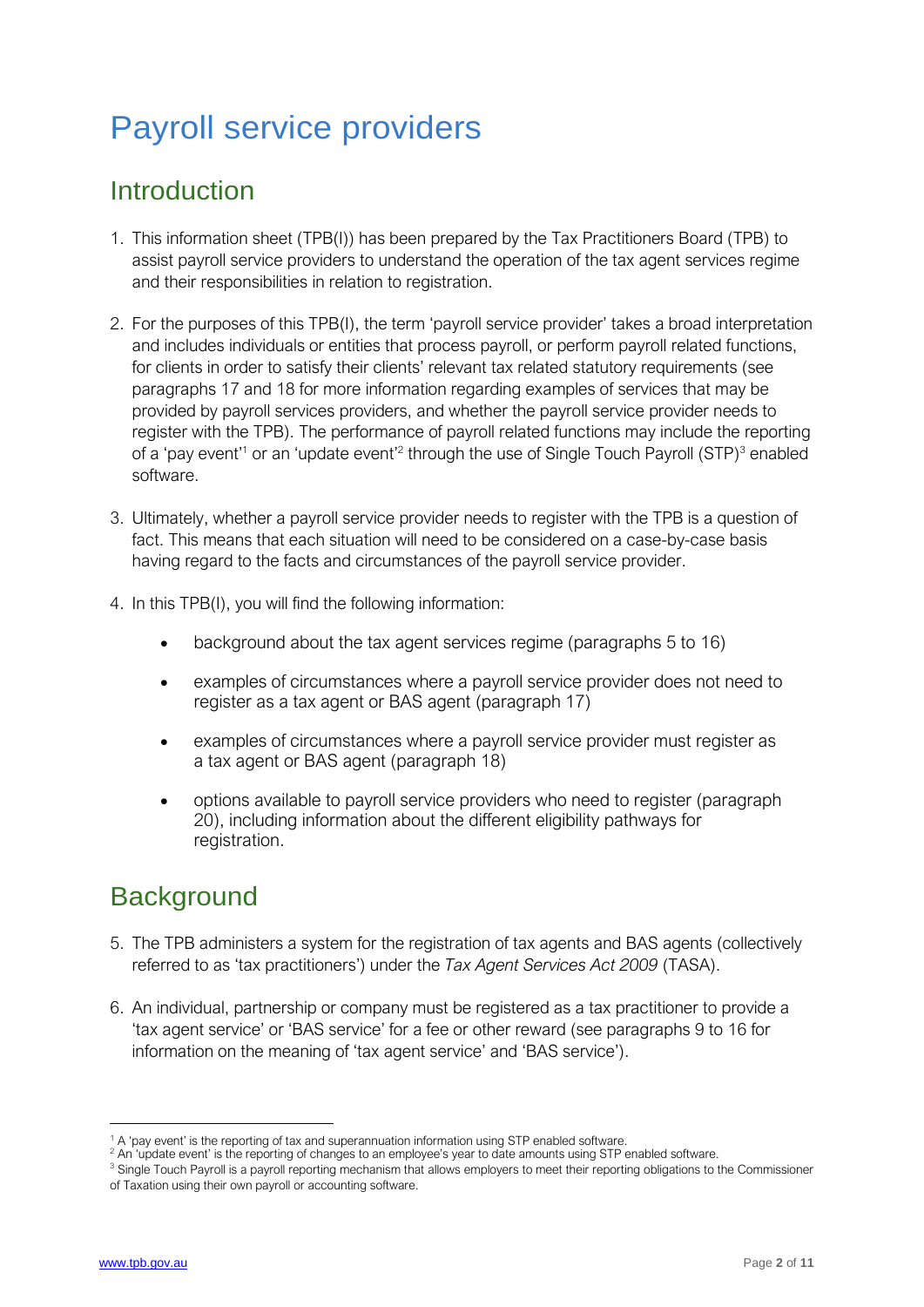# Payroll service providers

## Introduction

1. This information sheet (TPB(I)) has been prepared by the Tax Practitioners Board (TPB) to assist payroll service providers to understand the operation of the tax agent services regime and their responsibilities in relation to registration.

2. For the purposes of this TPB(I), the term 'payroll service provider' takes a broad interpretation and includes individuals or entities that process payroll, or perform payroll related functions, for clients in order to satisfy their clients' relevant tax related statutory requirements (see paragraphs 17 and 18 for more information regarding examples of services that may be provided by payroll services providers, and whether the payroll service provider needs to register with the TPB). The performance of payroll related functions may include the reporting of a 'pay event'[1] or an 'update event'[2] through the use of Single Touch Payroll (STP)[3] enabled software.

3. Ultimately, whether a payroll service provider needs to register with the TPB is a question of fact. This means that each situation will need to be considered on a case-by-case basis having regard to the facts and circumstances of the payroll service provider.

4. In this TPB(I), you will find the following information:

   - background about the tax agent services regime (paragraphs 5 to 16)
   - examples of circumstances where a payroll service provider does not need to register as a tax agent or BAS agent (paragraph 17)
   - examples of circumstances where a payroll service provider must register as a tax agent or BAS agent (paragraph 18)
   - options available to payroll service providers who need to register (paragraph 20), including information about the different eligibility pathways for registration.

## Background

5. The TPB administers a system for the registration of tax agents and BAS agents (collectively referred to as 'tax practitioners') under the *Tax Agent Services Act 2009* (TASA).

6. An individual, partnership or company must be registered as a tax practitioner to provide a 'tax agent service' or 'BAS service' for a fee or other reward (see paragraphs 9 to 16 for information on the meaning of 'tax agent service' and 'BAS service').

---

[1] A 'pay event' is the reporting of tax and superannuation information using STP enabled software.
[2] An 'update event' is the reporting of changes to an employee's year to date amounts using STP enabled software.
[3] Single Touch Payroll is a payroll reporting mechanism that allows employers to meet their reporting obligations to the Commissioner of Taxation using their own payroll or accounting software.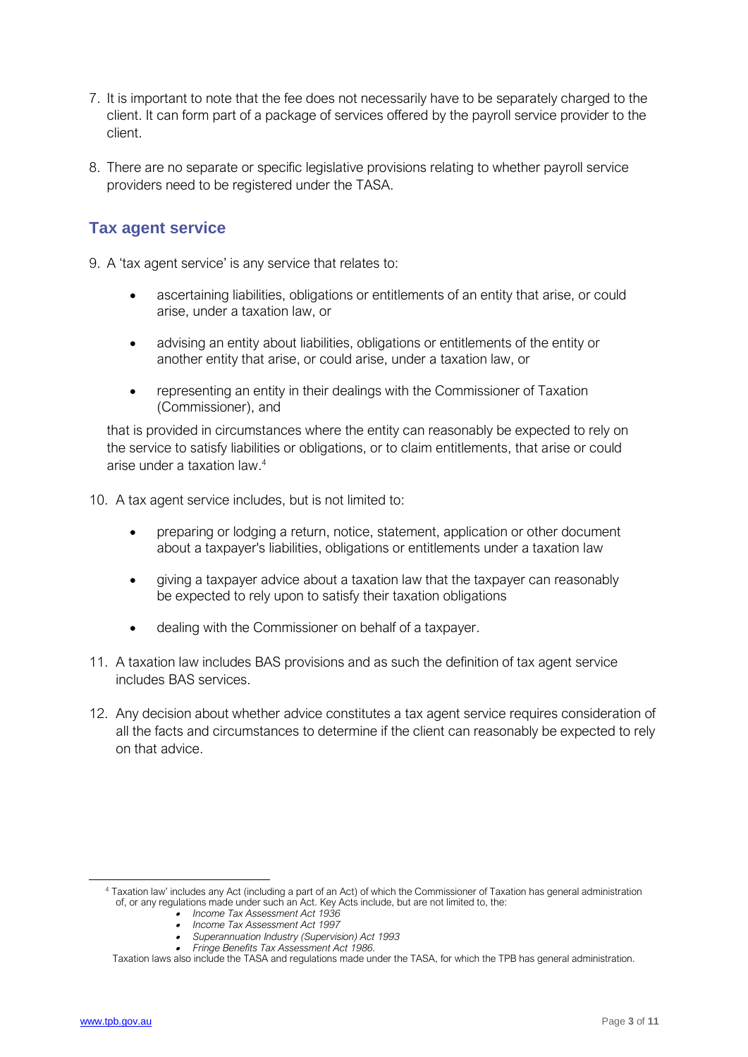7. It is important to note that the fee does not necessarily have to be separately charged to the client. It can form part of a package of services offered by the payroll service provider to the client.

8. There are no separate or specific legislative provisions relating to whether payroll service providers need to be registered under the TASA.

## Tax agent service

9. A 'tax agent service' is any service that relates to:

   - ascertaining liabilities, obligations or entitlements of an entity that arise, or could arise, under a taxation law, or
   - advising an entity about liabilities, obligations or entitlements of the entity or another entity that arise, or could arise, under a taxation law, or
   - representing an entity in their dealings with the Commissioner of Taxation (Commissioner), and

   that is provided in circumstances where the entity can reasonably be expected to rely on the service to satisfy liabilities or obligations, or to claim entitlements, that arise or could arise under a taxation law.[4]

10. A tax agent service includes, but is not limited to:

    - preparing or lodging a return, notice, statement, application or other document about a taxpayer's liabilities, obligations or entitlements under a taxation law
    - giving a taxpayer advice about a taxation law that the taxpayer can reasonably be expected to rely upon to satisfy their taxation obligations
    - dealing with the Commissioner on behalf of a taxpayer.

11. A taxation law includes BAS provisions and as such the definition of tax agent service includes BAS services.

12. Any decision about whether advice constitutes a tax agent service requires consideration of all the facts and circumstances to determine if the client can reasonably be expected to rely on that advice.

---

[4] Taxation law' includes any Act (including a part of an Act) of which the Commissioner of Taxation has general administration of, or any regulations made under such an Act. Key Acts include, but are not limited to, the:

- *Income Tax Assessment Act 1936*
- *Income Tax Assessment Act 1997*
- *Superannuation Industry (Supervision) Act 1993*
- *Fringe Benefits Tax Assessment Act 1986.*

Taxation laws also include the TASA and regulations made under the TASA, for which the TPB has general administration.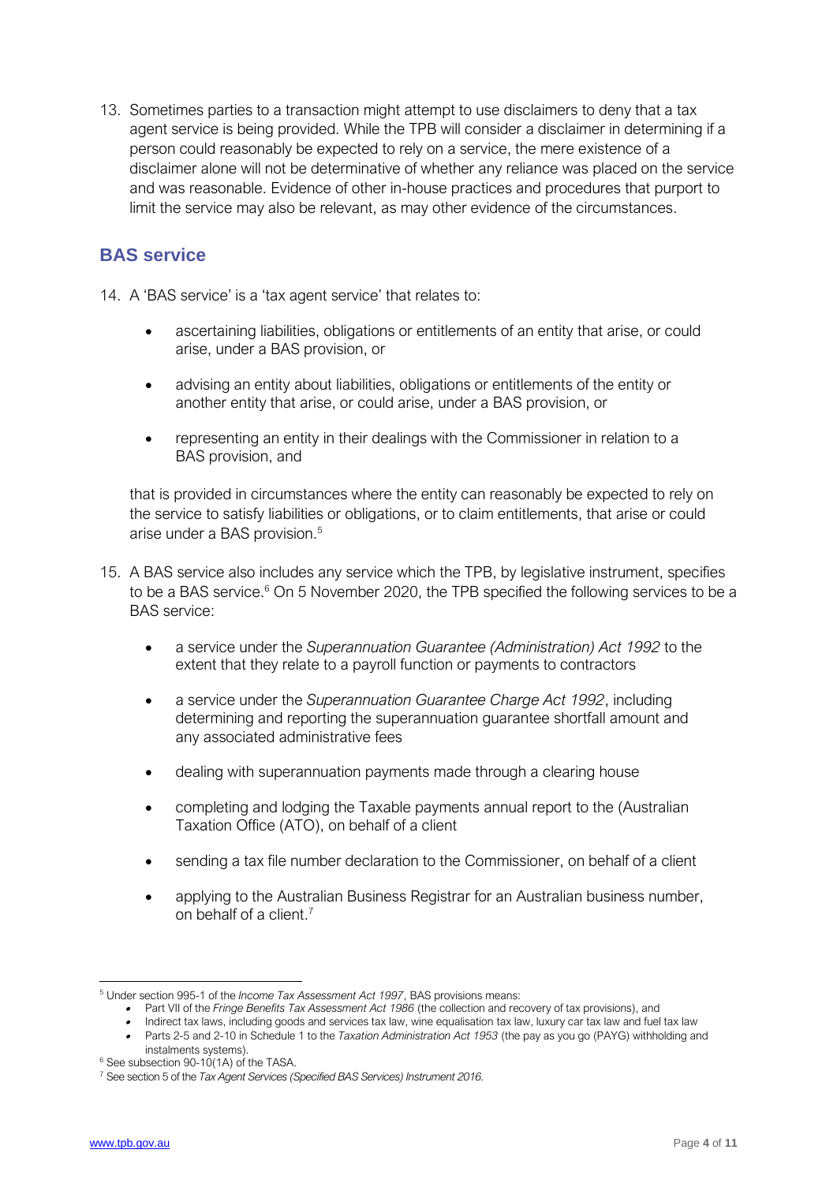13. Sometimes parties to a transaction might attempt to use disclaimers to deny that a tax agent service is being provided. While the TPB will consider a disclaimer in determining if a person could reasonably be expected to rely on a service, the mere existence of a disclaimer alone will not be determinative of whether any reliance was placed on the service and was reasonable. Evidence of other in-house practices and procedures that purport to limit the service may also be relevant, as may other evidence of the circumstances.

## BAS service

14. A 'BAS service' is a 'tax agent service' that relates to:

    - ascertaining liabilities, obligations or entitlements of an entity that arise, or could arise, under a BAS provision, or
    - advising an entity about liabilities, obligations or entitlements of the entity or another entity that arise, or could arise, under a BAS provision, or
    - representing an entity in their dealings with the Commissioner in relation to a BAS provision, and

    that is provided in circumstances where the entity can reasonably be expected to rely on the service to satisfy liabilities or obligations, or to claim entitlements, that arise or could arise under a BAS provision.[5]

15. A BAS service also includes any service which the TPB, by legislative instrument, specifies to be a BAS service.[6] On 5 November 2020, the TPB specified the following services to be a BAS service:

    - a service under the *Superannuation Guarantee (Administration) Act 1992* to the extent that they relate to a payroll function or payments to contractors
    - a service under the *Superannuation Guarantee Charge Act 1992*, including determining and reporting the superannuation guarantee shortfall amount and any associated administrative fees
    - dealing with superannuation payments made through a clearing house
    - completing and lodging the Taxable payments annual report to the (Australian Taxation Office (ATO), on behalf of a client
    - sending a tax file number declaration to the Commissioner, on behalf of a client
    - applying to the Australian Business Registrar for an Australian business number, on behalf of a client.[7]

---

[5] Under section 995-1 of the *Income Tax Assessment Act 1997*, BAS provisions means:

- Part VII of the *Fringe Benefits Tax Assessment Act 1986* (the collection and recovery of tax provisions), and
- Indirect tax laws, including goods and services tax law, wine equalisation tax law, luxury car tax law and fuel tax law
- Parts 2-5 and 2-10 in Schedule 1 to the *Taxation Administration Act 1953* (the pay as you go (PAYG) withholding and instalments systems).

[6] See subsection 90-10(1A) of the TASA.

[7] See section 5 of the *Tax Agent Services (Specified BAS Services) Instrument 2016.*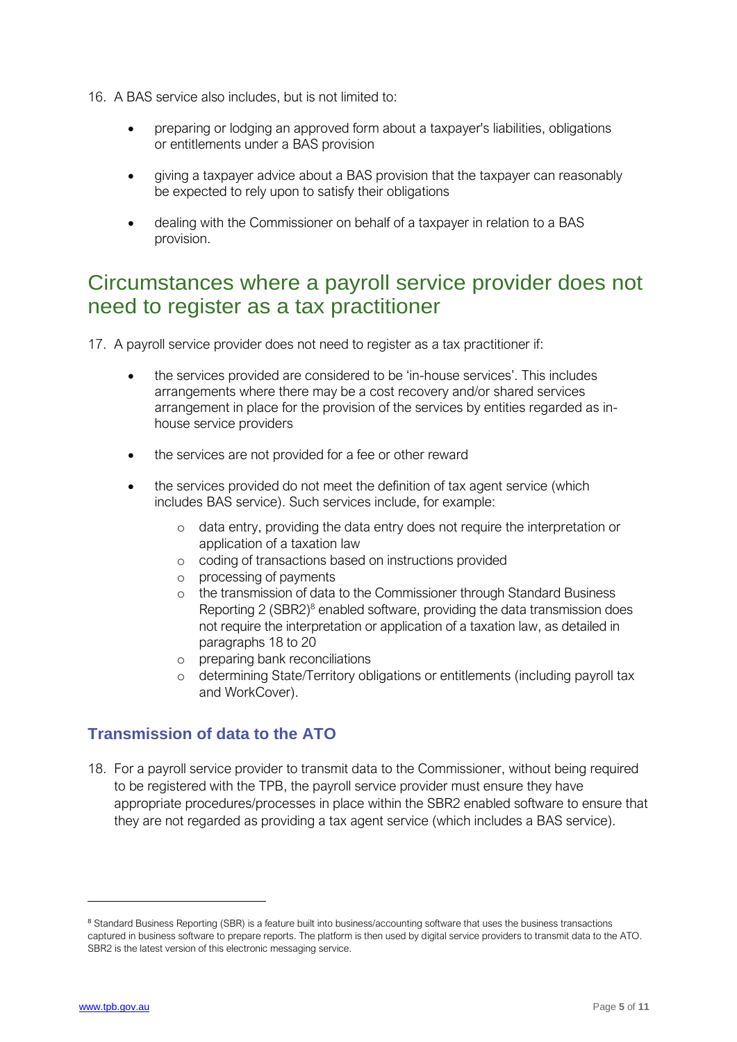16. A BAS service also includes, but is not limited to:

    - preparing or lodging an approved form about a taxpayer's liabilities, obligations or entitlements under a BAS provision
    - giving a taxpayer advice about a BAS provision that the taxpayer can reasonably be expected to rely upon to satisfy their obligations
    - dealing with the Commissioner on behalf of a taxpayer in relation to a BAS provision.

## Circumstances where a payroll service provider does not need to register as a tax practitioner

17. A payroll service provider does not need to register as a tax practitioner if:

    - the services provided are considered to be 'in-house services'. This includes arrangements where there may be a cost recovery and/or shared services arrangement in place for the provision of the services by entities regarded as in-house service providers
    - the services are not provided for a fee or other reward
    - the services provided do not meet the definition of tax agent service (which includes BAS service). Such services include, for example:
        - data entry, providing the data entry does not require the interpretation or application of a taxation law
        - coding of transactions based on instructions provided
        - processing of payments
        - the transmission of data to the Commissioner through Standard Business Reporting 2 (SBR2)[8] enabled software, providing the data transmission does not require the interpretation or application of a taxation law, as detailed in paragraphs 18 to 20
        - preparing bank reconciliations
        - determining State/Territory obligations or entitlements (including payroll tax and WorkCover).

### Transmission of data to the ATO

18. For a payroll service provider to transmit data to the Commissioner, without being required to be registered with the TPB, the payroll service provider must ensure they have appropriate procedures/processes in place within the SBR2 enabled software to ensure that they are not regarded as providing a tax agent service (which includes a BAS service).

---

[8] Standard Business Reporting (SBR) is a feature built into business/accounting software that uses the business transactions captured in business software to prepare reports. The platform is then used by digital service providers to transmit data to the ATO. SBR2 is the latest version of this electronic messaging service.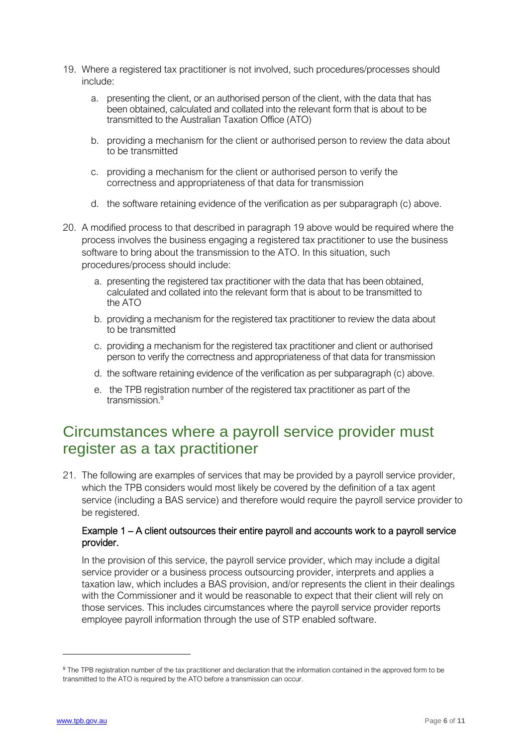19. Where a registered tax practitioner is not involved, such procedures/processes should include:

    a. presenting the client, or an authorised person of the client, with the data that has been obtained, calculated and collated into the relevant form that is about to be transmitted to the Australian Taxation Office (ATO)

    b. providing a mechanism for the client or authorised person to review the data about to be transmitted

    c. providing a mechanism for the client or authorised person to verify the correctness and appropriateness of that data for transmission

    d. the software retaining evidence of the verification as per subparagraph (c) above.

20. A modified process to that described in paragraph 19 above would be required where the process involves the business engaging a registered tax practitioner to use the business software to bring about the transmission to the ATO. In this situation, such procedures/process should include:

    a. presenting the registered tax practitioner with the data that has been obtained, calculated and collated into the relevant form that is about to be transmitted to the ATO

    b. providing a mechanism for the registered tax practitioner to review the data about to be transmitted

    c. providing a mechanism for the registered tax practitioner and client or authorised person to verify the correctness and appropriateness of that data for transmission

    d. the software retaining evidence of the verification as per subparagraph (c) above.

    e. the TPB registration number of the registered tax practitioner as part of the transmission.[9]

## Circumstances where a payroll service provider must register as a tax practitioner

21. The following are examples of services that may be provided by a payroll service provider, which the TPB considers would most likely be covered by the definition of a tax agent service (including a BAS service) and therefore would require the payroll service provider to be registered.

    **Example 1 – A client outsources their entire payroll and accounts work to a payroll service provider.**

    In the provision of this service, the payroll service provider, which may include a digital service provider or a business process outsourcing provider, interprets and applies a taxation law, which includes a BAS provision, and/or represents the client in their dealings with the Commissioner and it would be reasonable to expect that their client will rely on those services. This includes circumstances where the payroll service provider reports employee payroll information through the use of STP enabled software.

---

[9] The TPB registration number of the tax practitioner and declaration that the information contained in the approved form to be transmitted to the ATO is required by the ATO before a transmission can occur.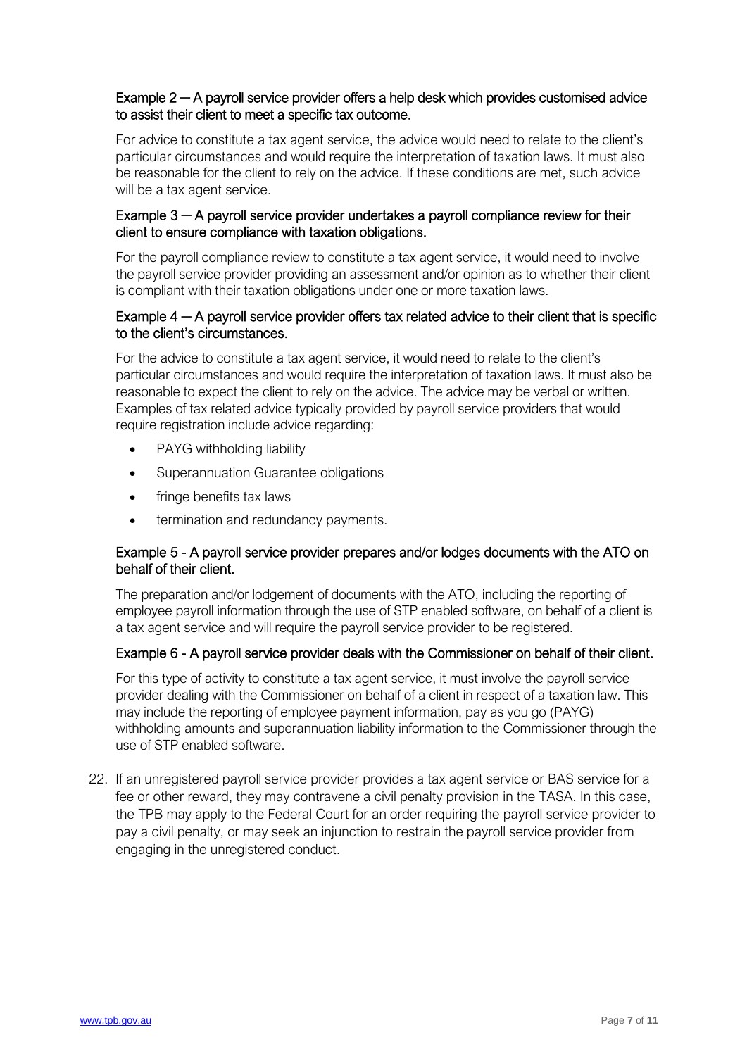#### Example 2 — A payroll service provider offers a help desk which provides customised advice to assist their client to meet a specific tax outcome.

For advice to constitute a tax agent service, the advice would need to relate to the client's particular circumstances and would require the interpretation of taxation laws. It must also be reasonable for the client to rely on the advice. If these conditions are met, such advice will be a tax agent service.

#### Example 3 — A payroll service provider undertakes a payroll compliance review for their client to ensure compliance with taxation obligations.

For the payroll compliance review to constitute a tax agent service, it would need to involve the payroll service provider providing an assessment and/or opinion as to whether their client is compliant with their taxation obligations under one or more taxation laws.

#### Example 4 — A payroll service provider offers tax related advice to their client that is specific to the client's circumstances.

For the advice to constitute a tax agent service, it would need to relate to the client's particular circumstances and would require the interpretation of taxation laws. It must also be reasonable to expect the client to rely on the advice. The advice may be verbal or written. Examples of tax related advice typically provided by payroll service providers that would require registration include advice regarding:

- PAYG withholding liability
- Superannuation Guarantee obligations
- fringe benefits tax laws
- termination and redundancy payments.

#### Example 5 - A payroll service provider prepares and/or lodges documents with the ATO on behalf of their client.

The preparation and/or lodgement of documents with the ATO, including the reporting of employee payroll information through the use of STP enabled software, on behalf of a client is a tax agent service and will require the payroll service provider to be registered.

#### Example 6 - A payroll service provider deals with the Commissioner on behalf of their client.

For this type of activity to constitute a tax agent service, it must involve the payroll service provider dealing with the Commissioner on behalf of a client in respect of a taxation law. This may include the reporting of employee payment information, pay as you go (PAYG) withholding amounts and superannuation liability information to the Commissioner through the use of STP enabled software.

22. If an unregistered payroll service provider provides a tax agent service or BAS service for a fee or other reward, they may contravene a civil penalty provision in the TASA. In this case, the TPB may apply to the Federal Court for an order requiring the payroll service provider to pay a civil penalty, or may seek an injunction to restrain the payroll service provider from engaging in the unregistered conduct.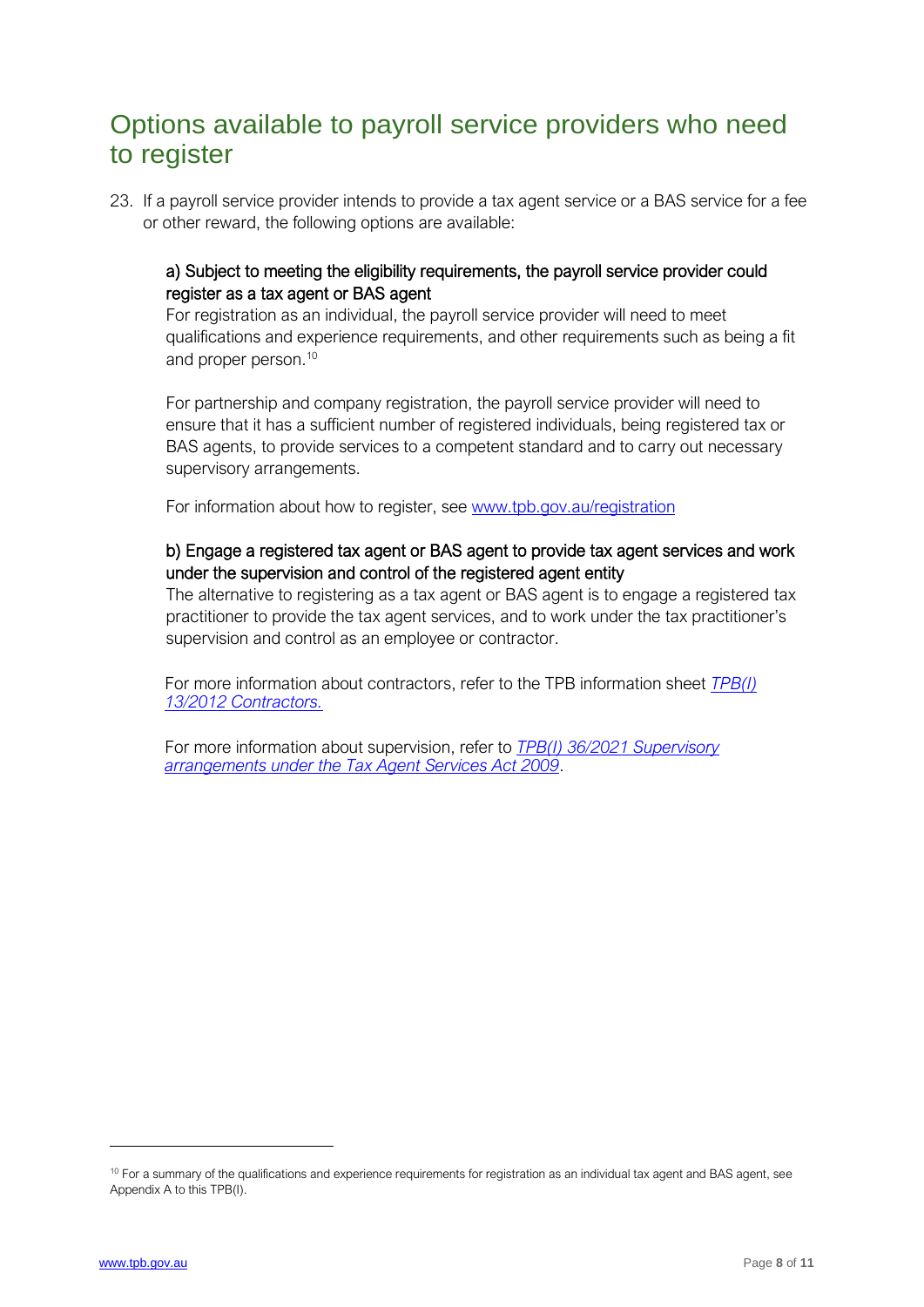## Options available to payroll service providers who need to register

23. If a payroll service provider intends to provide a tax agent service or a BAS service for a fee or other reward, the following options are available:

### a) Subject to meeting the eligibility requirements, the payroll service provider could register as a tax agent or BAS agent

For registration as an individual, the payroll service provider will need to meet qualifications and experience requirements, and other requirements such as being a fit and proper person.[10]

For partnership and company registration, the payroll service provider will need to ensure that it has a sufficient number of registered individuals, being registered tax or BAS agents, to provide services to a competent standard and to carry out necessary supervisory arrangements.

For information about how to register, see [www.tpb.gov.au/registration](http://www.tpb.gov.au/registration)

### b) Engage a registered tax agent or BAS agent to provide tax agent services and work under the supervision and control of the registered agent entity

The alternative to registering as a tax agent or BAS agent is to engage a registered tax practitioner to provide the tax agent services, and to work under the tax practitioner's supervision and control as an employee or contractor.

For more information about contractors, refer to the TPB information sheet *TPB(I) 13/2012 Contractors.*

For more information about supervision, refer to *TPB(I) 36/2021 Supervisory arrangements under the Tax Agent Services Act 2009*.

---

[10] For a summary of the qualifications and experience requirements for registration as an individual tax agent and BAS agent, see Appendix A to this TPB(I).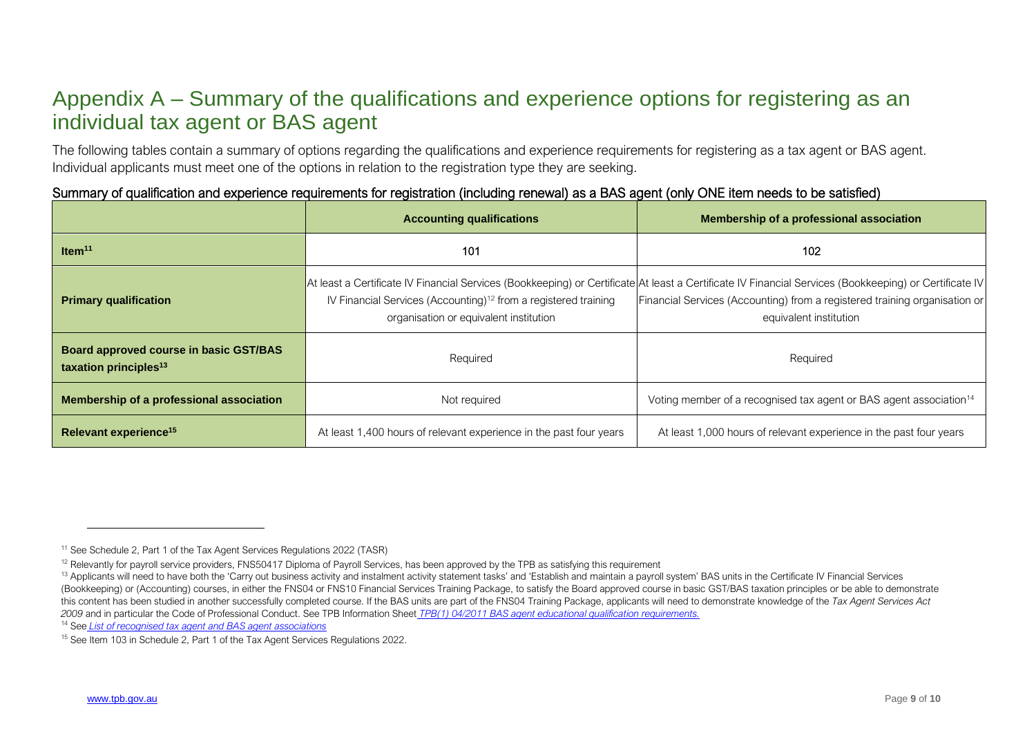# Appendix A – Summary of the qualifications and experience options for registering as an individual tax agent or BAS agent

The following tables contain a summary of options regarding the qualifications and experience requirements for registering as a tax agent or BAS agent. Individual applicants must meet one of the options in relation to the registration type they are seeking.

## Summary of qualification and experience requirements for registration (including renewal) as a BAS agent (only ONE item needs to be satisfied)

| | **Accounting qualifications** | **Membership of a professional association** |
|---|---|---|
| **Item[11]** | 101 | 102 |
| **Primary qualification** | At least a Certificate IV Financial Services (Bookkeeping) or Certificate IV Financial Services (Accounting)[12] from a registered training organisation or equivalent institution | At least a Certificate IV Financial Services (Bookkeeping) or Certificate IV Financial Services (Accounting) from a registered training organisation or equivalent institution |
| **Board approved course in basic GST/BAS taxation principles[13]** | Required | Required |
| **Membership of a professional association** | Not required | Voting member of a recognised tax agent or BAS agent association[14] |
| **Relevant experience[15]** | At least 1,400 hours of relevant experience in the past four years | At least 1,000 hours of relevant experience in the past four years |

---

[11] See Schedule 2, Part 1 of the Tax Agent Services Regulations 2022 (TASR)

[12] Relevantly for payroll service providers, FNS50417 Diploma of Payroll Services, has been approved by the TPB as satisfying this requirement

[13] Applicants will need to have both the 'Carry out business activity and instalment activity statement tasks' and 'Establish and maintain a payroll system' BAS units in the Certificate IV Financial Services (Bookkeeping) or (Accounting) courses, in either the FNS04 or FNS10 Financial Services Training Package, to satisfy the Board approved course in basic GST/BAS taxation principles or be able to demonstrate this content has been studied in another successfully completed course. If the BAS units are part of the FNS04 Training Package, applicants will need to demonstrate knowledge of the *Tax Agent Services Act 2009* and in particular the Code of Professional Conduct. See TPB Information Sheet *TPB(I) 04/2011 BAS agent educational qualification requirements.*

[14] See *List of recognised tax agent and BAS agent associations*

[15] See Item 103 in Schedule 2, Part 1 of the Tax Agent Services Regulations 2022.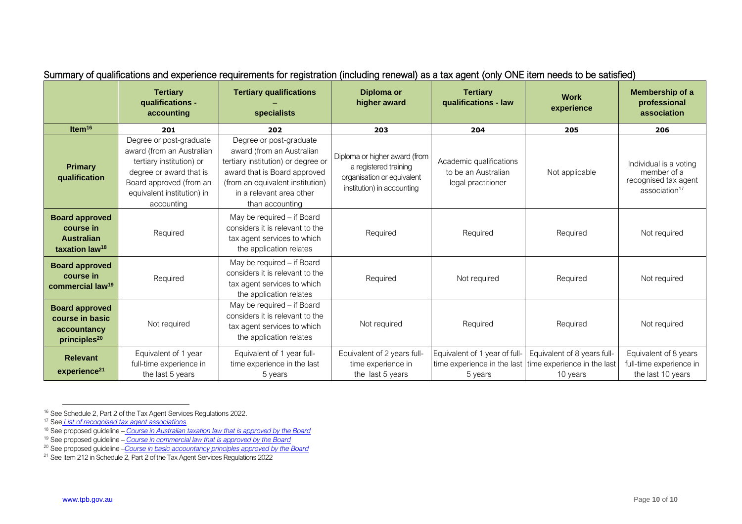## Summary of qualifications and experience requirements for registration (including renewal) as a tax agent (only ONE item needs to be satisfied)

| | **Tertiary qualifications - accounting** | **Tertiary qualifications – specialists** | **Diploma or higher award** | **Tertiary qualifications - law** | **Work experience** | **Membership of a professional association** |
|---|---|---|---|---|---|---|
| **Item**[16] | **201** | **202** | **203** | **204** | **205** | **206** |
| **Primary qualification** | Degree or post-graduate award (from an Australian tertiary institution) or degree or award that is Board approved (from an equivalent institution) in accounting | Degree or post-graduate award (from an Australian tertiary institution) or degree or award that is Board approved (from an equivalent institution) in a relevant area other than accounting | Diploma or higher award (from a registered training organisation or equivalent institution) in accounting | Academic qualifications to be an Australian legal practitioner | Not applicable | Individual is a voting member of a recognised tax agent association[17] |
| **Board approved course in Australian taxation law**[18] | Required | May be required – if Board considers it is relevant to the tax agent services to which the application relates | Required | Required | Required | Not required |
| **Board approved course in commercial law**[19] | Required | May be required – if Board considers it is relevant to the tax agent services to which the application relates | Required | Not required | Required | Not required |
| **Board approved course in basic accountancy principles**[20] | Not required | May be required – if Board considers it is relevant to the tax agent services to which the application relates | Not required | Required | Required | Not required |
| **Relevant experience**[21] | Equivalent of 1 year full-time experience in the last 5 years | Equivalent of 1 year full-time experience in the last 5 years | Equivalent of 2 years full-time experience in the last 5 years | Equivalent of 1 year of full-time experience in the last 5 years | Equivalent of 8 years full-time experience in the last 10 years | Equivalent of 8 years full-time experience in the last 10 years |

[16] See Schedule 2, Part 2 of the Tax Agent Services Regulations 2022.

[17] See *List of recognised tax agent associations*

[18] See proposed guideline – *Course in Australian taxation law that is approved by the Board*

[19] See proposed guideline – *Course in commercial law that is approved by the Board*

[20] See proposed guideline –*Course in basic accountancy principles approved by the Board*

[21] See Item 212 in Schedule 2, Part 2 of the Tax Agent Services Regulations 2022

www.tpb.gov.au